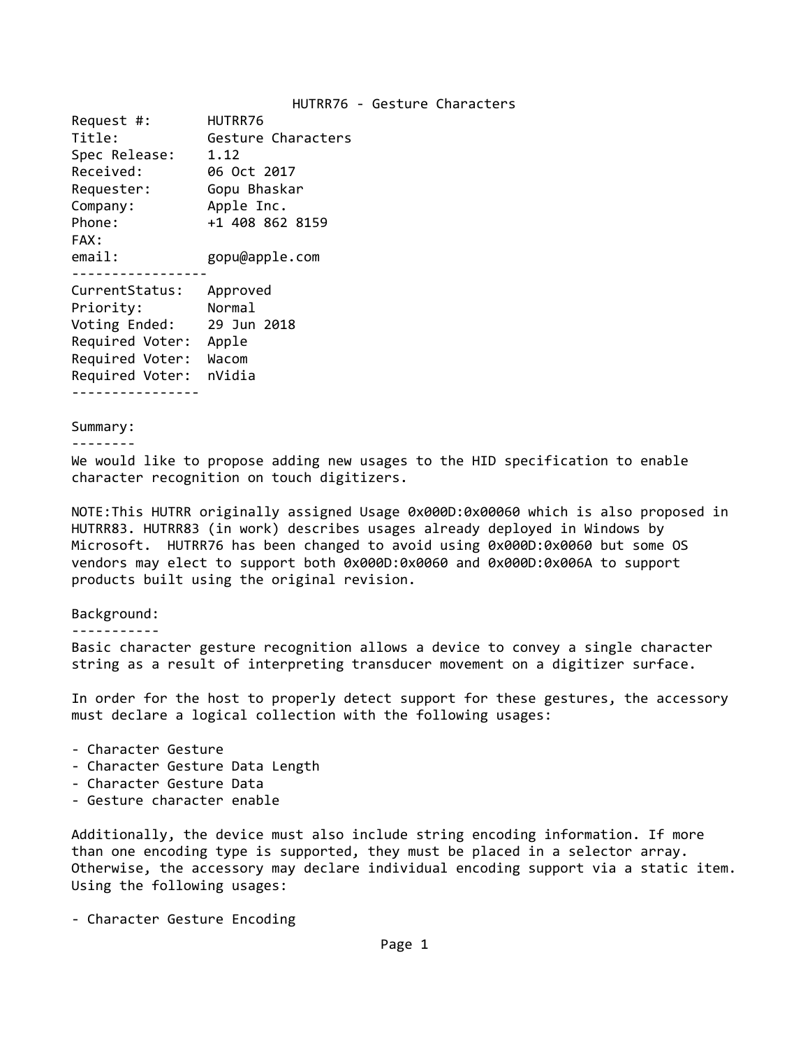# HUTRR76 - Gesture Characters

```
Request #:        HUTRR76
Title:            Gesture Characters
Spec Release:     1.12
Received:         06 Oct 2017
Requester:        Gopu Bhaskar
Company:          Apple Inc.
Phone:            +1 408 862 8159
FAX:
email:            gopu@apple.com
-----------------
CurrentStatus:    Approved
Priority:         Normal
Voting Ended:     29 Jun 2018
Required Voter:   Apple
Required Voter:   Wacom
Required Voter:   nVidia
----------------
```

## Summary:

We would like to propose adding new usages to the HID specification to enable character recognition on touch digitizers.

NOTE:This HUTRR originally assigned Usage 0x000D:0x00060 which is also proposed in HUTRR83. HUTRR83 (in work) describes usages already deployed in Windows by Microsoft. HUTRR76 has been changed to avoid using 0x000D:0x0060 but some OS vendors may elect to support both 0x000D:0x0060 and 0x000D:0x006A to support products built using the original revision.

## Background:

Basic character gesture recognition allows a device to convey a single character string as a result of interpreting transducer movement on a digitizer surface.

In order for the host to properly detect support for these gestures, the accessory must declare a logical collection with the following usages:

- Character Gesture
- Character Gesture Data Length
- Character Gesture Data
- Gesture character enable

Additionally, the device must also include string encoding information. If more than one encoding type is supported, they must be placed in a selector array. Otherwise, the accessory may declare individual encoding support via a static item. Using the following usages:

- Character Gesture Encoding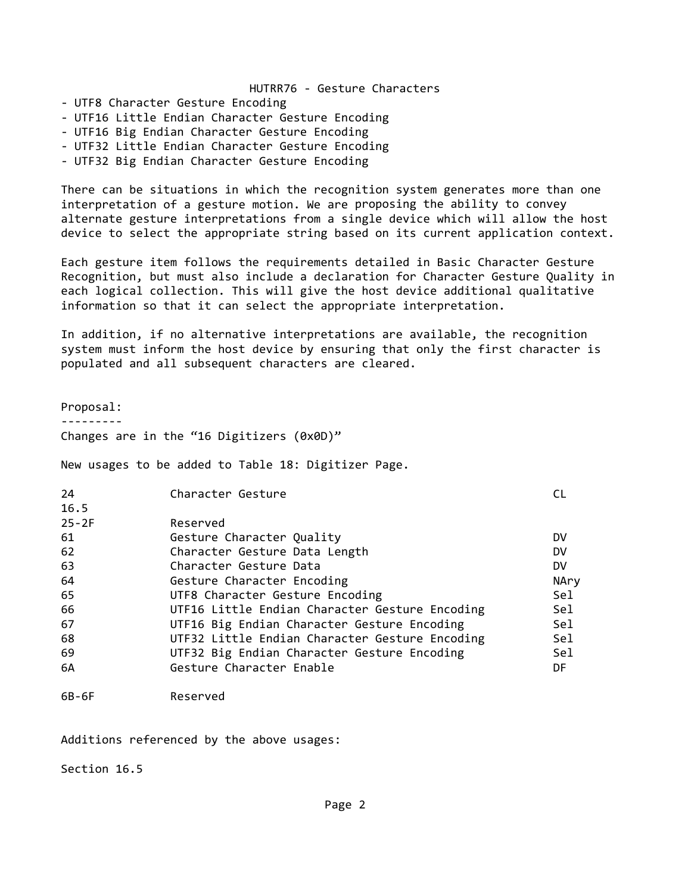HUTRR76 - Gesture Characters

- UTF8 Character Gesture Encoding
- UTF16 Little Endian Character Gesture Encoding
- UTF16 Big Endian Character Gesture Encoding
- UTF32 Little Endian Character Gesture Encoding
- UTF32 Big Endian Character Gesture Encoding

There can be situations in which the recognition system generates more than one interpretation of a gesture motion. We are proposing the ability to convey alternate gesture interpretations from a single device which will allow the host device to select the appropriate string based on its current application context.

Each gesture item follows the requirements detailed in Basic Character Gesture Recognition, but must also include a declaration for Character Gesture Quality in each logical collection. This will give the host device additional qualitative information so that it can select the appropriate interpretation.

In addition, if no alternative interpretations are available, the recognition system must inform the host device by ensuring that only the first character is populated and all subsequent characters are cleared.

Proposal:
---------

Changes are in the “16 Digitizers (0x0D)”

New usages to be added to Table 18: Digitizer Page.

| | | |
|---|---|---|
| 24<br>16.5 | Character Gesture | CL |
| 25-2F | Reserved | |
| 61 | Gesture Character Quality | DV |
| 62 | Character Gesture Data Length | DV |
| 63 | Character Gesture Data | DV |
| 64 | Gesture Character Encoding | NAry |
| 65 | UTF8 Character Gesture Encoding | Sel |
| 66 | UTF16 Little Endian Character Gesture Encoding | Sel |
| 67 | UTF16 Big Endian Character Gesture Encoding | Sel |
| 68 | UTF32 Little Endian Character Gesture Encoding | Sel |
| 69 | UTF32 Big Endian Character Gesture Encoding | Sel |
| 6A | Gesture Character Enable | DF |
| 6B-6F | Reserved | |

Additions referenced by the above usages:

Section 16.5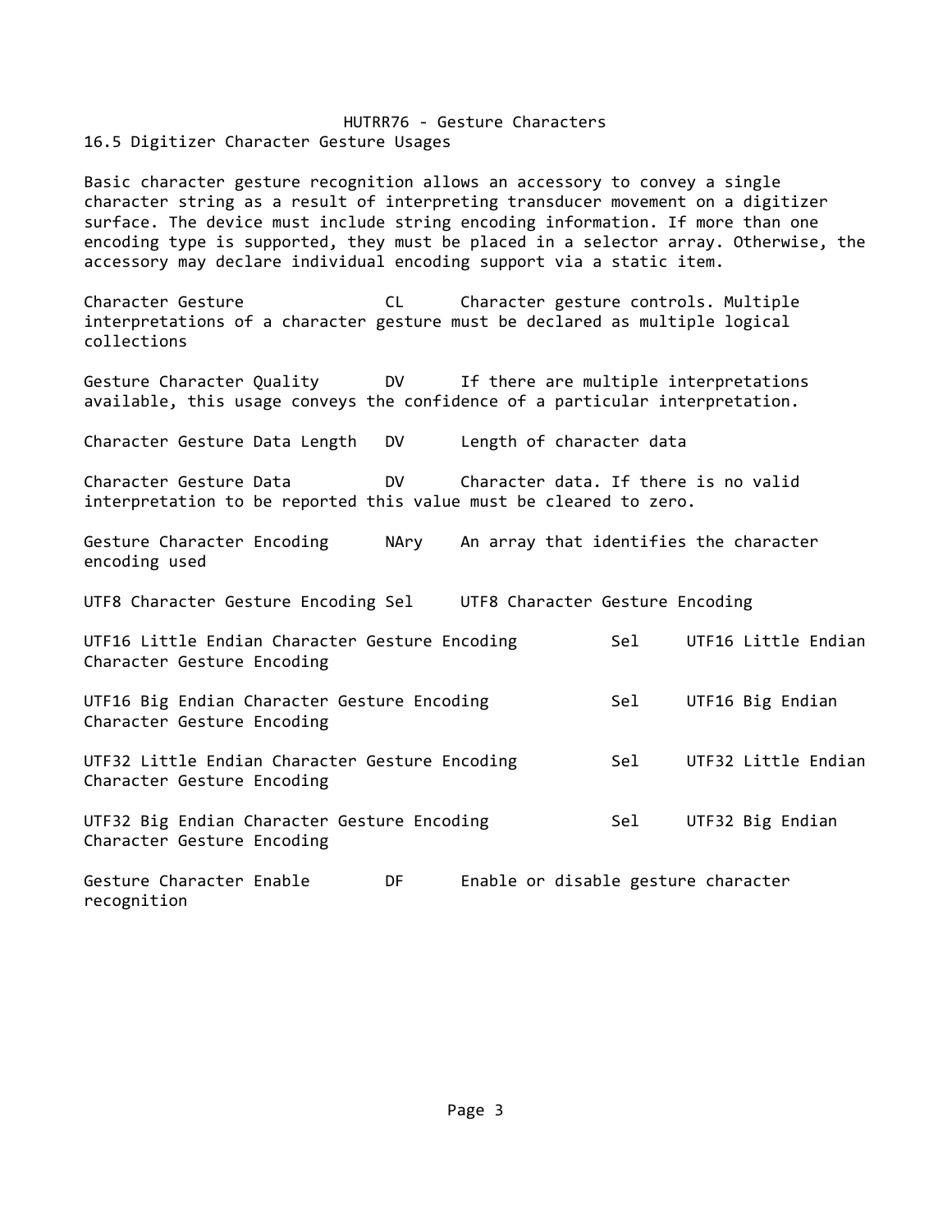HUTRR76 - Gesture Characters

## 16.5 Digitizer Character Gesture Usages

Basic character gesture recognition allows an accessory to convey a single character string as a result of interpreting transducer movement on a digitizer surface. The device must include string encoding information. If more than one encoding type is supported, they must be placed in a selector array. Otherwise, the accessory may declare individual encoding support via a static item.

| | | |
|---|---|---|
| Character Gesture | CL | Character gesture controls. Multiple interpretations of a character gesture must be declared as multiple logical collections |
| Gesture Character Quality | DV | If there are multiple interpretations available, this usage conveys the confidence of a particular interpretation. |
| Character Gesture Data Length | DV | Length of character data |
| Character Gesture Data | DV | Character data. If there is no valid interpretation to be reported this value must be cleared to zero. |
| Gesture Character Encoding | NAry | An array that identifies the character encoding used |
| UTF8 Character Gesture Encoding | Sel | UTF8 Character Gesture Encoding |
| UTF16 Little Endian Character Gesture Encoding | Sel | UTF16 Little Endian Character Gesture Encoding |
| UTF16 Big Endian Character Gesture Encoding | Sel | UTF16 Big Endian Character Gesture Encoding |
| UTF32 Little Endian Character Gesture Encoding | Sel | UTF32 Little Endian Character Gesture Encoding |
| UTF32 Big Endian Character Gesture Encoding | Sel | UTF32 Big Endian Character Gesture Encoding |
| Gesture Character Enable | DF | Enable or disable gesture character recognition |